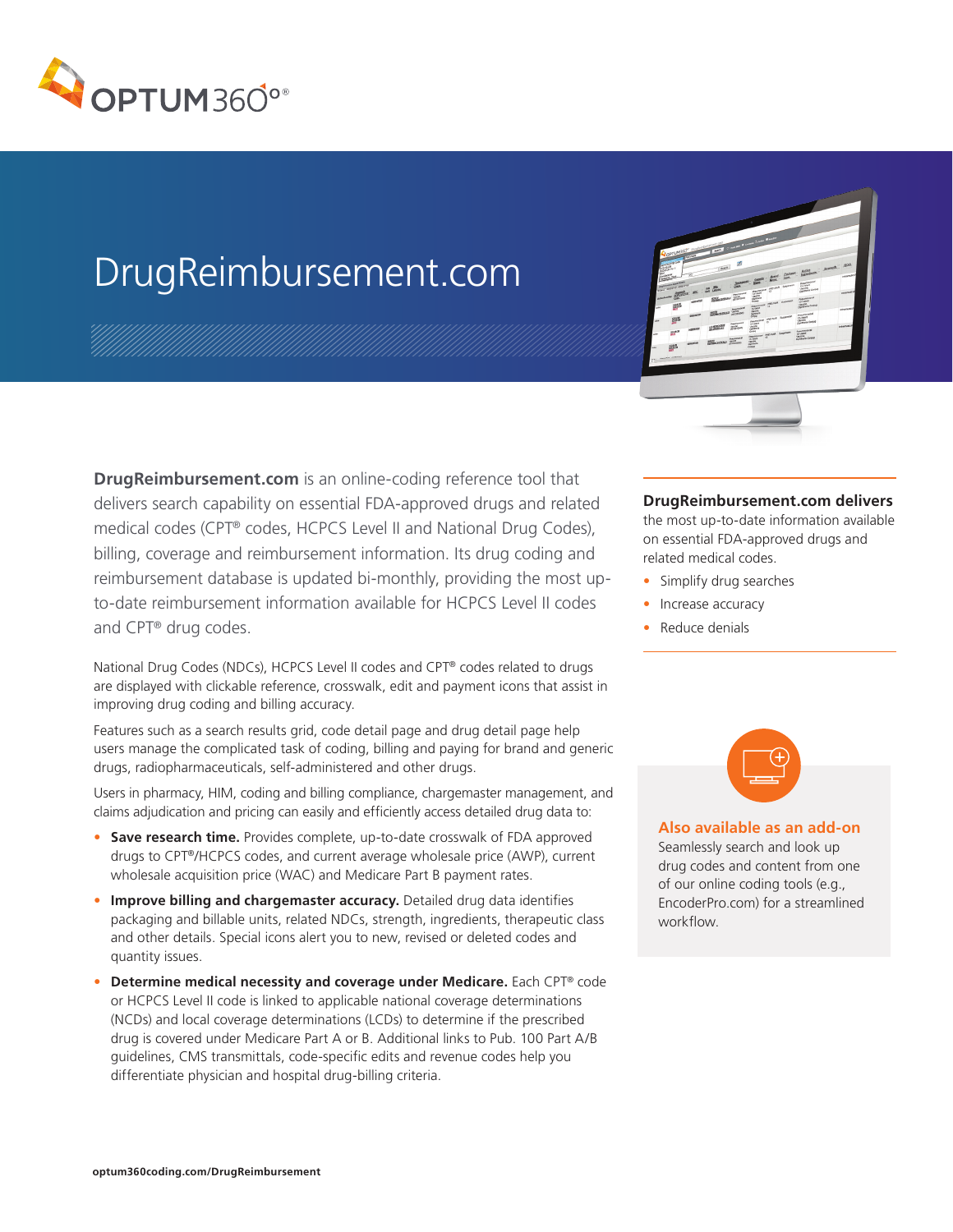OPTUM360°®

# DrugReimbursement.com

**DrugReimbursement.com** is an online-coding reference tool that delivers search capability on essential FDA-approved drugs and related medical codes (CPT® codes, HCPCS Level II and National Drug Codes), billing, coverage and reimbursement information. Its drug coding and reimbursement database is updated bi-monthly, providing the most up-to-date reimbursement information available for HCPCS Level II codes and CPT® drug codes.

National Drug Codes (NDCs), HCPCS Level II codes and CPT® codes related to drugs are displayed with clickable reference, crosswalk, edit and payment icons that assist in improving drug coding and billing accuracy.

Features such as a search results grid, code detail page and drug detail page help users manage the complicated task of coding, billing and paying for brand and generic drugs, radiopharmaceuticals, self-administered and other drugs.

Users in pharmacy, HIM, coding and billing compliance, chargemaster management, and claims adjudication and pricing can easily and efficiently access detailed drug data to:

- **Save research time.** Provides complete, up-to-date crosswalk of FDA approved drugs to CPT®/HCPCS codes, and current average wholesale price (AWP), current wholesale acquisition price (WAC) and Medicare Part B payment rates.
- **Improve billing and chargemaster accuracy.** Detailed drug data identifies packaging and billable units, related NDCs, strength, ingredients, therapeutic class and other details. Special icons alert you to new, revised or deleted codes and quantity issues.
- **Determine medical necessity and coverage under Medicare.** Each CPT® code or HCPCS Level II code is linked to applicable national coverage determinations (NCDs) and local coverage determinations (LCDs) to determine if the prescribed drug is covered under Medicare Part A or B. Additional links to Pub. 100 Part A/B guidelines, CMS transmittals, code-specific edits and revenue codes help you differentiate physician and hospital drug-billing criteria.

**DrugReimbursement.com delivers** the most up-to-date information available on essential FDA-approved drugs and related medical codes.

- Simplify drug searches
- Increase accuracy
- Reduce denials

**Also available as an add-on**

Seamlessly search and look up drug codes and content from one of our online coding tools (e.g., EncoderPro.com) for a streamlined workflow.

**optum360coding.com/DrugReimbursement**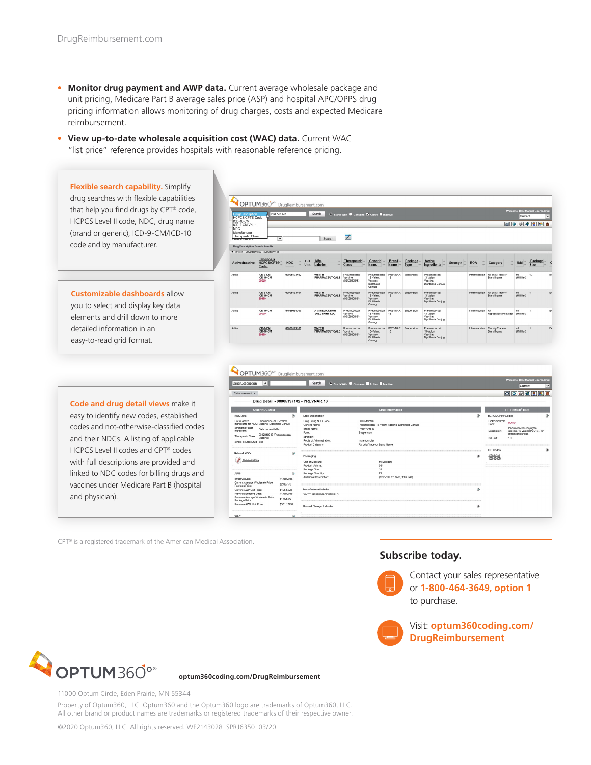- **Monitor drug payment and AWP data.** Current average wholesale package and unit pricing, Medicare Part B average sales price (ASP) and hospital APC/OPPS drug pricing information allows monitoring of drug charges, costs and expected Medicare reimbursement.
- **View up-to-date wholesale acquisition cost (WAC) data.** Current WAC "list price" reference provides hospitals with reasonable reference pricing.

**Flexible search capability.** Simplify drug searches with flexible capabilities that help you find drugs by CPT® code, HCPCS Level II code, NDC, drug name (brand or generic), ICD-9-CM/ICD-10 code and by manufacturer.

**Customizable dashboards** allow you to select and display key data elements and drill down to more detailed information in an easy-to-read grid format.

**Code and drug detail views** make it easy to identify new codes, established codes and not-otherwise-classified codes and their NDCs. A listing of applicable HCPCS Level II codes and CPT® codes with full descriptions are provided and linked to NDC codes for billing drugs and vaccines under Medicare Part B (hospital and physician).

CPT® is a registered trademark of the American Medical Association.

## Subscribe today.

Contact your sales representative or **1-800-464-3649, option 1** to purchase.

Visit: **optum360coding.com/DrugReimbursement**

OPTUM360°

**optum360coding.com/DrugReimbursement**

11000 Optum Circle, Eden Prairie, MN 55344

Property of Optum360, LLC. Optum360 and the Optum360 logo are trademarks of Optum360, LLC. All other brand or product names are trademarks or registered trademarks of their respective owner.

©2020 Optum360, LLC. All rights reserved. WF2143028 SPRJ6350 03/20